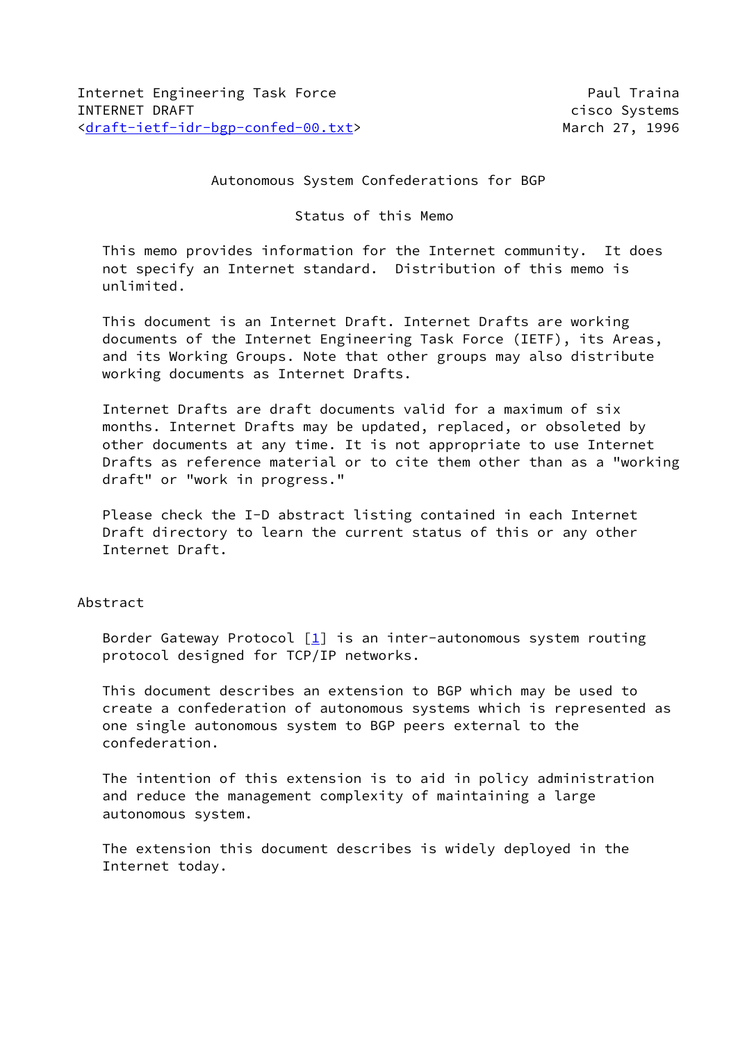Internet Engineering Task Force  
INTERNET DRAFT  
<draft-ietf-idr-bgp-confed-00.txt>

Paul Traina  
cisco Systems  
March 27, 1996

# Autonomous System Confederations for BGP

## Status of this Memo

This memo provides information for the Internet community. It does not specify an Internet standard. Distribution of this memo is unlimited.

This document is an Internet Draft. Internet Drafts are working documents of the Internet Engineering Task Force (IETF), its Areas, and its Working Groups. Note that other groups may also distribute working documents as Internet Drafts.

Internet Drafts are draft documents valid for a maximum of six months. Internet Drafts may be updated, replaced, or obsoleted by other documents at any time. It is not appropriate to use Internet Drafts as reference material or to cite them other than as a "working draft" or "work in progress."

Please check the I-D abstract listing contained in each Internet Draft directory to learn the current status of this or any other Internet Draft.

## Abstract

Border Gateway Protocol [1] is an inter-autonomous system routing protocol designed for TCP/IP networks.

This document describes an extension to BGP which may be used to create a confederation of autonomous systems which is represented as one single autonomous system to BGP peers external to the confederation.

The intention of this extension is to aid in policy administration and reduce the management complexity of maintaining a large autonomous system.

The extension this document describes is widely deployed in the Internet today.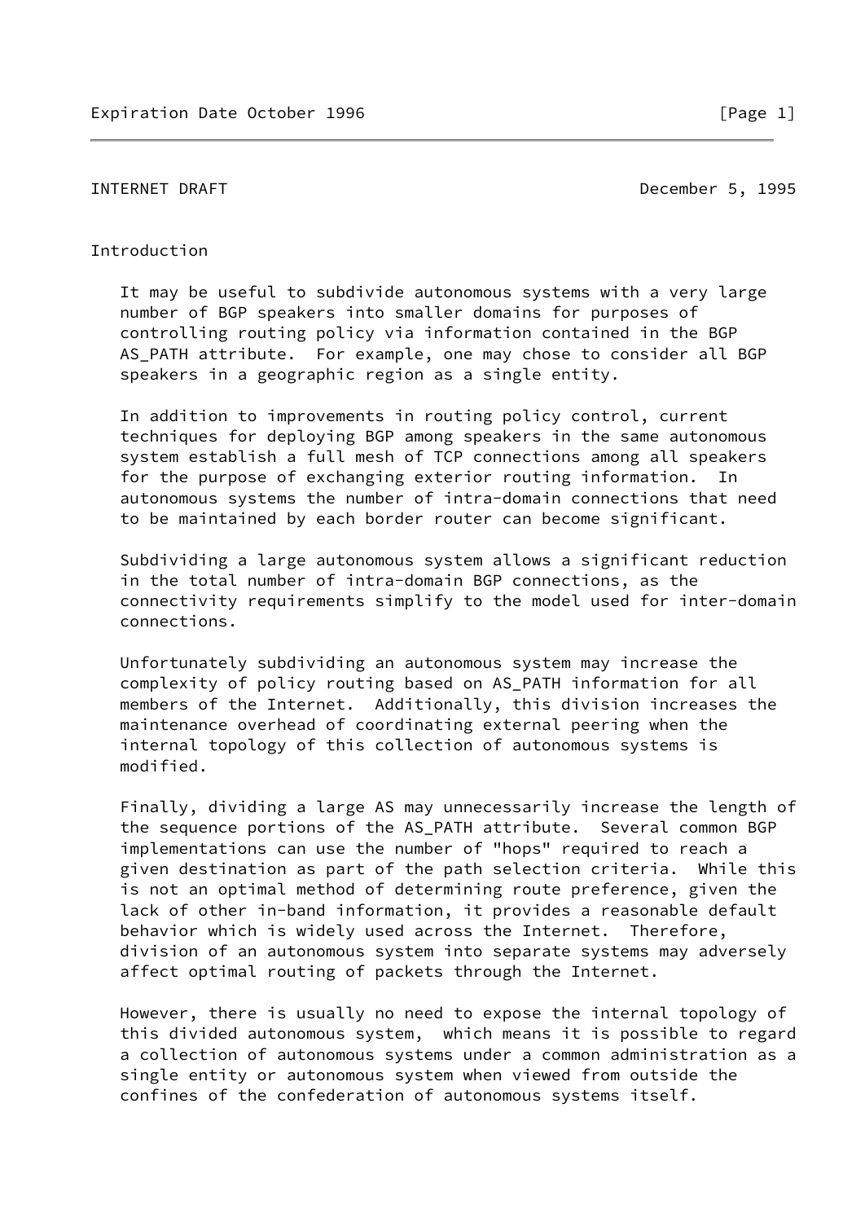## Introduction

It may be useful to subdivide autonomous systems with a very large number of BGP speakers into smaller domains for purposes of controlling routing policy via information contained in the BGP AS_PATH attribute. For example, one may chose to consider all BGP speakers in a geographic region as a single entity.

In addition to improvements in routing policy control, current techniques for deploying BGP among speakers in the same autonomous system establish a full mesh of TCP connections among all speakers for the purpose of exchanging exterior routing information. In autonomous systems the number of intra-domain connections that need to be maintained by each border router can become significant.

Subdividing a large autonomous system allows a significant reduction in the total number of intra-domain BGP connections, as the connectivity requirements simplify to the model used for inter-domain connections.

Unfortunately subdividing an autonomous system may increase the complexity of policy routing based on AS_PATH information for all members of the Internet. Additionally, this division increases the maintenance overhead of coordinating external peering when the internal topology of this collection of autonomous systems is modified.

Finally, dividing a large AS may unnecessarily increase the length of the sequence portions of the AS_PATH attribute. Several common BGP implementations can use the number of "hops" required to reach a given destination as part of the path selection criteria. While this is not an optimal method of determining route preference, given the lack of other in-band information, it provides a reasonable default behavior which is widely used across the Internet. Therefore, division of an autonomous system into separate systems may adversely affect optimal routing of packets through the Internet.

However, there is usually no need to expose the internal topology of this divided autonomous system, which means it is possible to regard a collection of autonomous systems under a common administration as a single entity or autonomous system when viewed from outside the confines of the confederation of autonomous systems itself.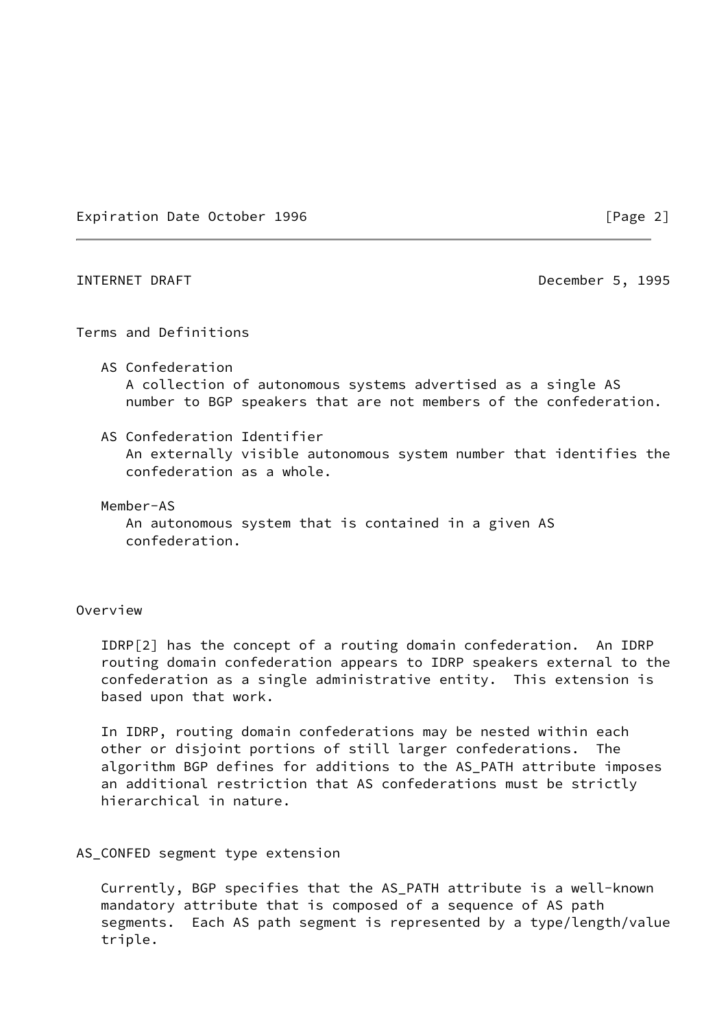## Terms and Definitions

AS Confederation
A collection of autonomous systems advertised as a single AS number to BGP speakers that are not members of the confederation.

AS Confederation Identifier
An externally visible autonomous system number that identifies the confederation as a whole.

Member-AS
An autonomous system that is contained in a given AS confederation.

## Overview

IDRP[2] has the concept of a routing domain confederation. An IDRP routing domain confederation appears to IDRP speakers external to the confederation as a single administrative entity. This extension is based upon that work.

In IDRP, routing domain confederations may be nested within each other or disjoint portions of still larger confederations. The algorithm BGP defines for additions to the AS_PATH attribute imposes an additional restriction that AS confederations must be strictly hierarchical in nature.

## AS_CONFED segment type extension

Currently, BGP specifies that the AS_PATH attribute is a well-known mandatory attribute that is composed of a sequence of AS path segments. Each AS path segment is represented by a type/length/value triple.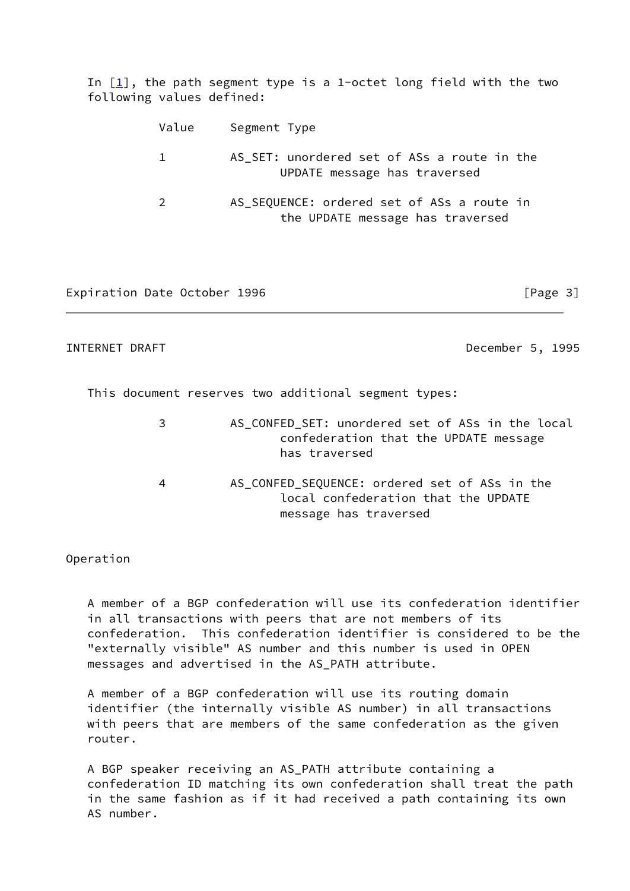In [1], the path segment type is a 1-octet long field with the two following values defined:

| Value | Segment Type |
|---|---|
| 1 | AS_SET: unordered set of ASs a route in the UPDATE message has traversed |
| 2 | AS_SEQUENCE: ordered set of ASs a route in the UPDATE message has traversed |

This document reserves two additional segment types:

| | |
|---|---|
| 3 | AS_CONFED_SET: unordered set of ASs in the local confederation that the UPDATE message has traversed |
| 4 | AS_CONFED_SEQUENCE: ordered set of ASs in the local confederation that the UPDATE message has traversed |

## Operation

A member of a BGP confederation will use its confederation identifier in all transactions with peers that are not members of its confederation. This confederation identifier is considered to be the "externally visible" AS number and this number is used in OPEN messages and advertised in the AS_PATH attribute.

A member of a BGP confederation will use its routing domain identifier (the internally visible AS number) in all transactions with peers that are members of the same confederation as the given router.

A BGP speaker receiving an AS_PATH attribute containing a confederation ID matching its own confederation shall treat the path in the same fashion as if it had received a path containing its own AS number.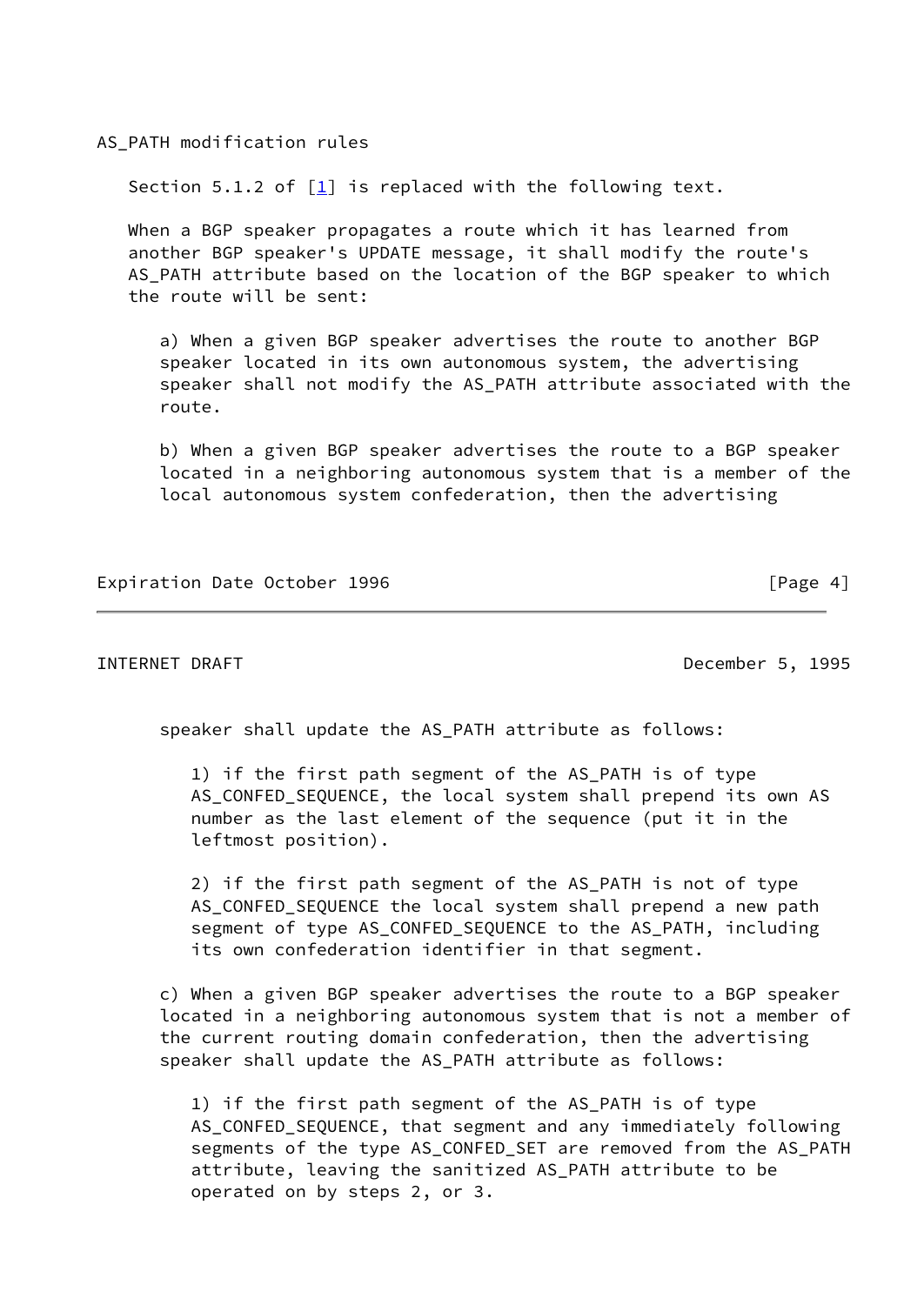## AS_PATH modification rules

Section 5.1.2 of [1] is replaced with the following text.

When a BGP speaker propagates a route which it has learned from another BGP speaker's UPDATE message, it shall modify the route's AS_PATH attribute based on the location of the BGP speaker to which the route will be sent:

a) When a given BGP speaker advertises the route to another BGP speaker located in its own autonomous system, the advertising speaker shall not modify the AS_PATH attribute associated with the route.

b) When a given BGP speaker advertises the route to a BGP speaker located in a neighboring autonomous system that is a member of the local autonomous system confederation, then the advertising speaker shall update the AS_PATH attribute as follows:

1) if the first path segment of the AS_PATH is of type AS_CONFED_SEQUENCE, the local system shall prepend its own AS number as the last element of the sequence (put it in the leftmost position).

2) if the first path segment of the AS_PATH is not of type AS_CONFED_SEQUENCE the local system shall prepend a new path segment of type AS_CONFED_SEQUENCE to the AS_PATH, including its own confederation identifier in that segment.

c) When a given BGP speaker advertises the route to a BGP speaker located in a neighboring autonomous system that is not a member of the current routing domain confederation, then the advertising speaker shall update the AS_PATH attribute as follows:

1) if the first path segment of the AS_PATH is of type AS_CONFED_SEQUENCE, that segment and any immediately following segments of the type AS_CONFED_SET are removed from the AS_PATH attribute, leaving the sanitized AS_PATH attribute to be operated on by steps 2, or 3.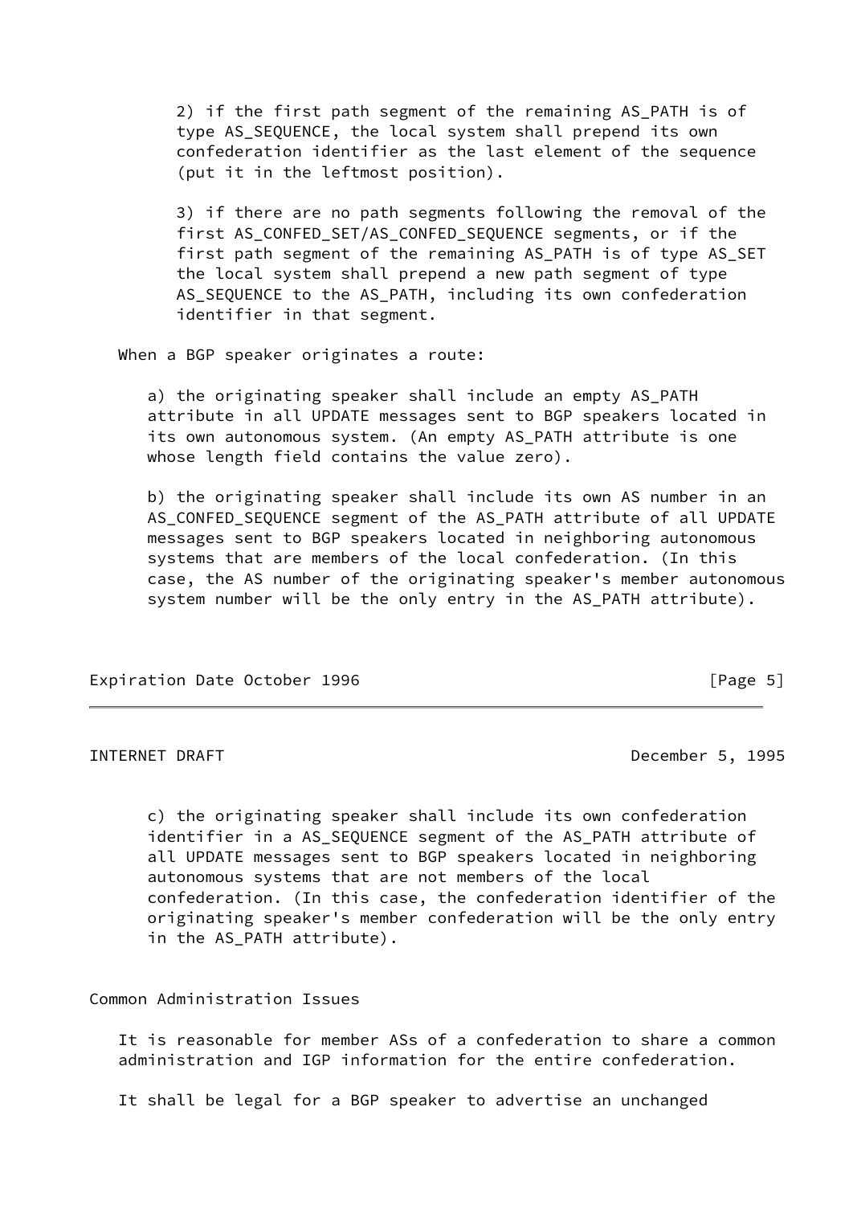2) if the first path segment of the remaining AS_PATH is of type AS_SEQUENCE, the local system shall prepend its own confederation identifier as the last element of the sequence (put it in the leftmost position).

3) if there are no path segments following the removal of the first AS_CONFED_SET/AS_CONFED_SEQUENCE segments, or if the first path segment of the remaining AS_PATH is of type AS_SET the local system shall prepend a new path segment of type AS_SEQUENCE to the AS_PATH, including its own confederation identifier in that segment.

When a BGP speaker originates a route:

a) the originating speaker shall include an empty AS_PATH attribute in all UPDATE messages sent to BGP speakers located in its own autonomous system. (An empty AS_PATH attribute is one whose length field contains the value zero).

b) the originating speaker shall include its own AS number in an AS_CONFED_SEQUENCE segment of the AS_PATH attribute of all UPDATE messages sent to BGP speakers located in neighboring autonomous systems that are members of the local confederation. (In this case, the AS number of the originating speaker's member autonomous system number will be the only entry in the AS_PATH attribute).

c) the originating speaker shall include its own confederation identifier in a AS_SEQUENCE segment of the AS_PATH attribute of all UPDATE messages sent to BGP speakers located in neighboring autonomous systems that are not members of the local confederation. (In this case, the confederation identifier of the originating speaker's member confederation will be the only entry in the AS_PATH attribute).

## Common Administration Issues

It is reasonable for member ASs of a confederation to share a common administration and IGP information for the entire confederation.

It shall be legal for a BGP speaker to advertise an unchanged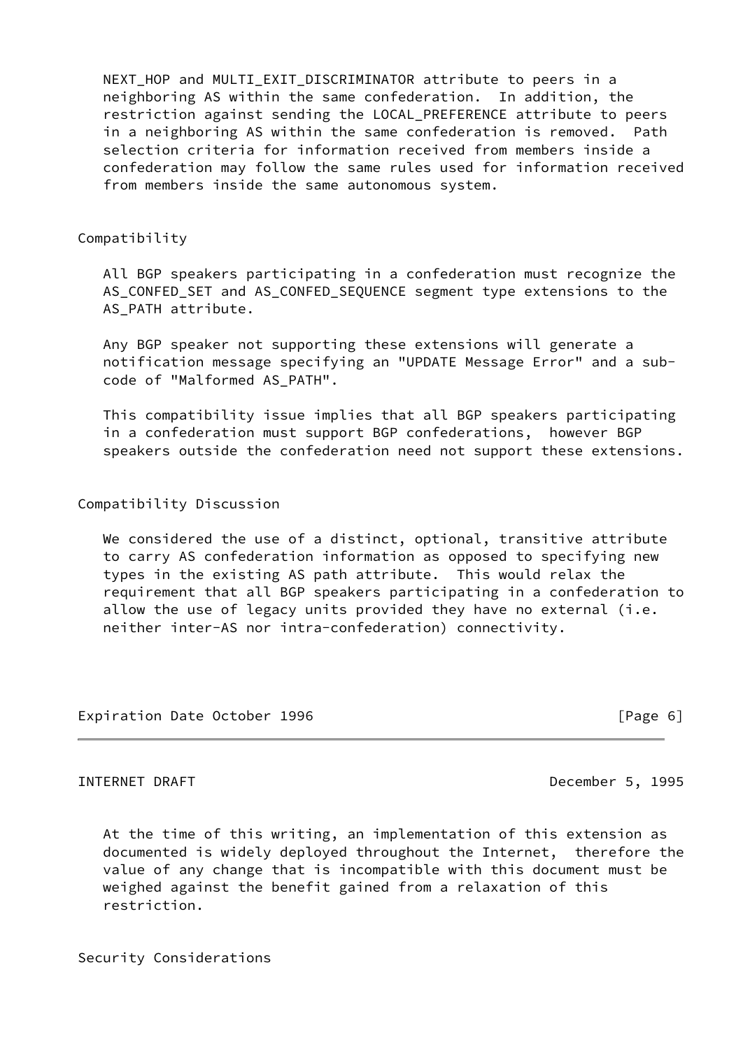NEXT_HOP and MULTI_EXIT_DISCRIMINATOR attribute to peers in a neighboring AS within the same confederation. In addition, the restriction against sending the LOCAL_PREFERENCE attribute to peers in a neighboring AS within the same confederation is removed. Path selection criteria for information received from members inside a confederation may follow the same rules used for information received from members inside the same autonomous system.

## Compatibility

All BGP speakers participating in a confederation must recognize the AS_CONFED_SET and AS_CONFED_SEQUENCE segment type extensions to the AS_PATH attribute.

Any BGP speaker not supporting these extensions will generate a notification message specifying an "UPDATE Message Error" and a sub-code of "Malformed AS_PATH".

This compatibility issue implies that all BGP speakers participating in a confederation must support BGP confederations, however BGP speakers outside the confederation need not support these extensions.

## Compatibility Discussion

We considered the use of a distinct, optional, transitive attribute to carry AS confederation information as opposed to specifying new types in the existing AS path attribute. This would relax the requirement that all BGP speakers participating in a confederation to allow the use of legacy units provided they have no external (i.e. neither inter-AS nor intra-confederation) connectivity.

At the time of this writing, an implementation of this extension as documented is widely deployed throughout the Internet, therefore the value of any change that is incompatible with this document must be weighed against the benefit gained from a relaxation of this restriction.

## Security Considerations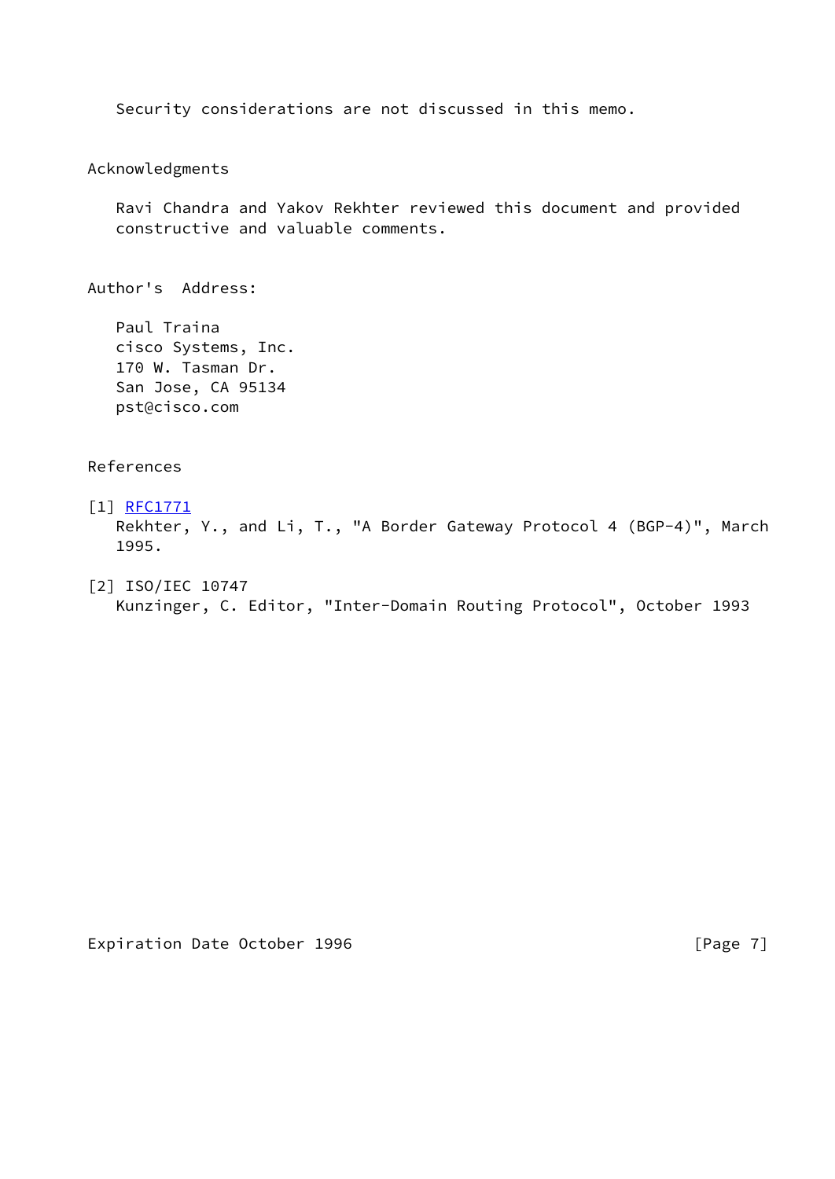Security considerations are not discussed in this memo.

## Acknowledgments

Ravi Chandra and Yakov Rekhter reviewed this document and provided constructive and valuable comments.

## Author's Address:

Paul Traina
cisco Systems, Inc.
170 W. Tasman Dr.
San Jose, CA 95134
pst@cisco.com

## References

[1] RFC1771
Rekhter, Y., and Li, T., "A Border Gateway Protocol 4 (BGP-4)", March 1995.

[2] ISO/IEC 10747
Kunzinger, C. Editor, "Inter-Domain Routing Protocol", October 1993